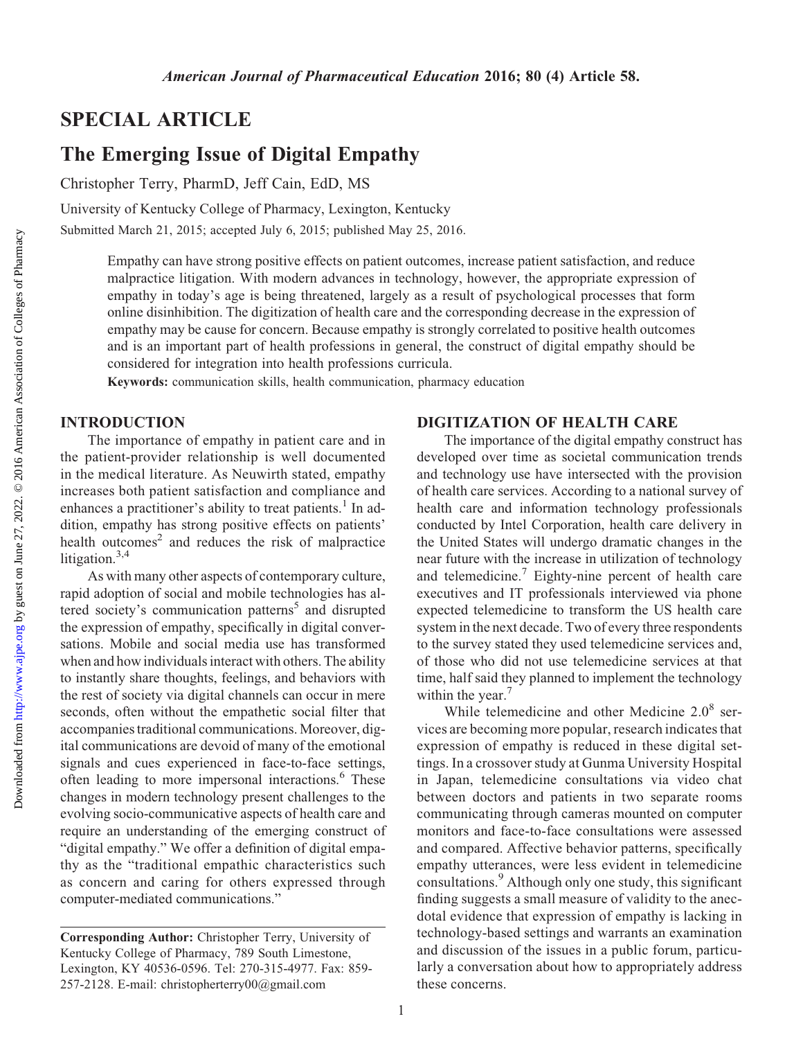## SPECIAL ARTICLE

# The Emerging Issue of Digital Empathy

Christopher Terry, PharmD, Jeff Cain, EdD, MS

University of Kentucky College of Pharmacy, Lexington, Kentucky

Submitted March 21, 2015; accepted July 6, 2015; published May 25, 2016.

Empathy can have strong positive effects on patient outcomes, increase patient satisfaction, and reduce malpractice litigation. With modern advances in technology, however, the appropriate expression of empathy in today's age is being threatened, largely as a result of psychological processes that form online disinhibition. The digitization of health care and the corresponding decrease in the expression of empathy may be cause for concern. Because empathy is strongly correlated to positive health outcomes and is an important part of health professions in general, the construct of digital empathy should be considered for integration into health professions curricula.

**Keywords:** communication skills, health communication, pharmacy education

## INTRODUCTION

The importance of empathy in patient care and in the patient-provider relationship is well documented in the medical literature. As Neuwirth stated, empathy increases both patient satisfaction and compliance and enhances a practitioner's ability to treat patients.[1] In addition, empathy has strong positive effects on patients' health outcomes[2] and reduces the risk of malpractice litigation.[3,4]

As with many other aspects of contemporary culture, rapid adoption of social and mobile technologies has altered society's communication patterns[5] and disrupted the expression of empathy, specifically in digital conversations. Mobile and social media use has transformed when and how individuals interact with others. The ability to instantly share thoughts, feelings, and behaviors with the rest of society via digital channels can occur in mere seconds, often without the empathetic social filter that accompanies traditional communications. Moreover, digital communications are devoid of many of the emotional signals and cues experienced in face-to-face settings, often leading to more impersonal interactions.[6] These changes in modern technology present challenges to the evolving socio-communicative aspects of health care and require an understanding of the emerging construct of "digital empathy." We offer a definition of digital empathy as the "traditional empathic characteristics such as concern and caring for others expressed through computer-mediated communications."

**Corresponding Author:** Christopher Terry, University of Kentucky College of Pharmacy, 789 South Limestone, Lexington, KY 40536-0596. Tel: 270-315-4977. Fax: 859-257-2128. E-mail: christopherterry00@gmail.com

## DIGITIZATION OF HEALTH CARE

The importance of the digital empathy construct has developed over time as societal communication trends and technology use have intersected with the provision of health care services. According to a national survey of health care and information technology professionals conducted by Intel Corporation, health care delivery in the United States will undergo dramatic changes in the near future with the increase in utilization of technology and telemedicine.[7] Eighty-nine percent of health care executives and IT professionals interviewed via phone expected telemedicine to transform the US health care system in the next decade. Two of every three respondents to the survey stated they used telemedicine services and, of those who did not use telemedicine services at that time, half said they planned to implement the technology within the year.[7]

While telemedicine and other Medicine 2.0[8] services are becoming more popular, research indicates that expression of empathy is reduced in these digital settings. In a crossover study at Gunma University Hospital in Japan, telemedicine consultations via video chat between doctors and patients in two separate rooms communicating through cameras mounted on computer monitors and face-to-face consultations were assessed and compared. Affective behavior patterns, specifically empathy utterances, were less evident in telemedicine consultations.[9] Although only one study, this significant finding suggests a small measure of validity to the anecdotal evidence that expression of empathy is lacking in technology-based settings and warrants an examination and discussion of the issues in a public forum, particularly a conversation about how to appropriately address these concerns.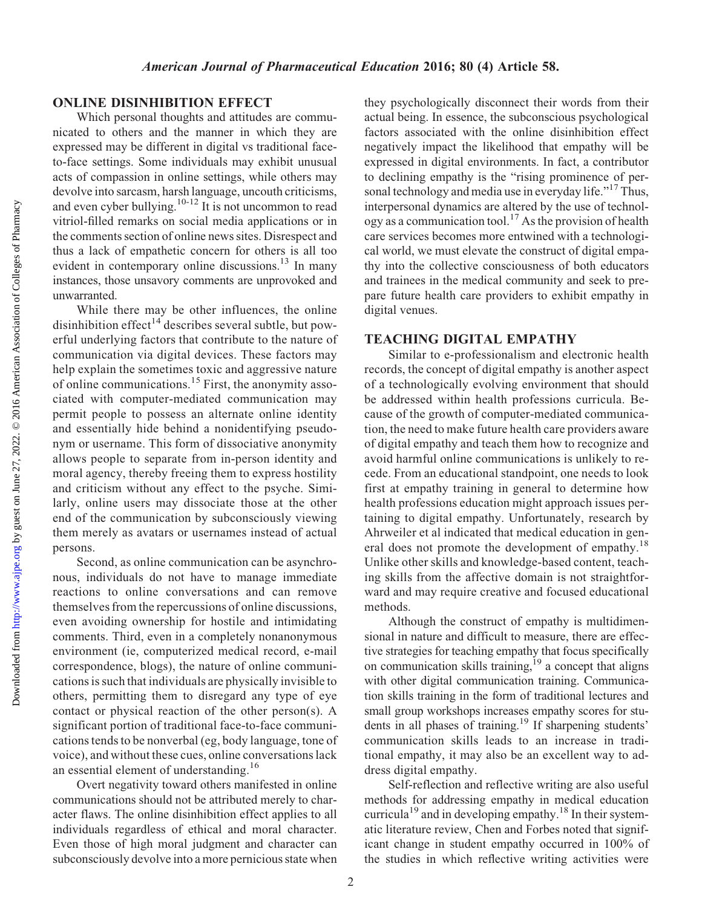## ONLINE DISINHIBITION EFFECT

Which personal thoughts and attitudes are communicated to others and the manner in which they are expressed may be different in digital vs traditional face-to-face settings. Some individuals may exhibit unusual acts of compassion in online settings, while others may devolve into sarcasm, harsh language, uncouth criticisms, and even cyber bullying.[10-12] It is not uncommon to read vitriol-filled remarks on social media applications or in the comments section of online news sites. Disrespect and thus a lack of empathetic concern for others is all too evident in contemporary online discussions.[13] In many instances, those unsavory comments are unprovoked and unwarranted.

While there may be other influences, the online disinhibition effect[14] describes several subtle, but powerful underlying factors that contribute to the nature of communication via digital devices. These factors may help explain the sometimes toxic and aggressive nature of online communications.[15] First, the anonymity associated with computer-mediated communication may permit people to possess an alternate online identity and essentially hide behind a nonidentifying pseudonym or username. This form of dissociative anonymity allows people to separate from in-person identity and moral agency, thereby freeing them to express hostility and criticism without any effect to the psyche. Similarly, online users may dissociate those at the other end of the communication by subconsciously viewing them merely as avatars or usernames instead of actual persons.

Second, as online communication can be asynchronous, individuals do not have to manage immediate reactions to online conversations and can remove themselves from the repercussions of online discussions, even avoiding ownership for hostile and intimidating comments. Third, even in a completely nonanonymous environment (ie, computerized medical record, e-mail correspondence, blogs), the nature of online communications is such that individuals are physically invisible to others, permitting them to disregard any type of eye contact or physical reaction of the other person(s). A significant portion of traditional face-to-face communications tends to be nonverbal (eg, body language, tone of voice), and without these cues, online conversations lack an essential element of understanding.[16]

Overt negativity toward others manifested in online communications should not be attributed merely to character flaws. The online disinhibition effect applies to all individuals regardless of ethical and moral character. Even those of high moral judgment and character can subconsciously devolve into a more pernicious state when they psychologically disconnect their words from their actual being. In essence, the subconscious psychological factors associated with the online disinhibition effect negatively impact the likelihood that empathy will be expressed in digital environments. In fact, a contributor to declining empathy is the "rising prominence of personal technology and media use in everyday life."[17] Thus, interpersonal dynamics are altered by the use of technology as a communication tool.[17] As the provision of health care services becomes more entwined with a technological world, we must elevate the construct of digital empathy into the collective consciousness of both educators and trainees in the medical community and seek to prepare future health care providers to exhibit empathy in digital venues.

## TEACHING DIGITAL EMPATHY

Similar to e-professionalism and electronic health records, the concept of digital empathy is another aspect of a technologically evolving environment that should be addressed within health professions curricula. Because of the growth of computer-mediated communication, the need to make future health care providers aware of digital empathy and teach them how to recognize and avoid harmful online communications is unlikely to recede. From an educational standpoint, one needs to look first at empathy training in general to determine how health professions education might approach issues pertaining to digital empathy. Unfortunately, research by Ahrweiler et al indicated that medical education in general does not promote the development of empathy.[18] Unlike other skills and knowledge-based content, teaching skills from the affective domain is not straightforward and may require creative and focused educational methods.

Although the construct of empathy is multidimensional in nature and difficult to measure, there are effective strategies for teaching empathy that focus specifically on communication skills training,[19] a concept that aligns with other digital communication training. Communication skills training in the form of traditional lectures and small group workshops increases empathy scores for students in all phases of training.[19] If sharpening students' communication skills leads to an increase in traditional empathy, it may also be an excellent way to address digital empathy.

Self-reflection and reflective writing are also useful methods for addressing empathy in medical education curricula[19] and in developing empathy.[18] In their systematic literature review, Chen and Forbes noted that significant change in student empathy occurred in 100% of the studies in which reflective writing activities were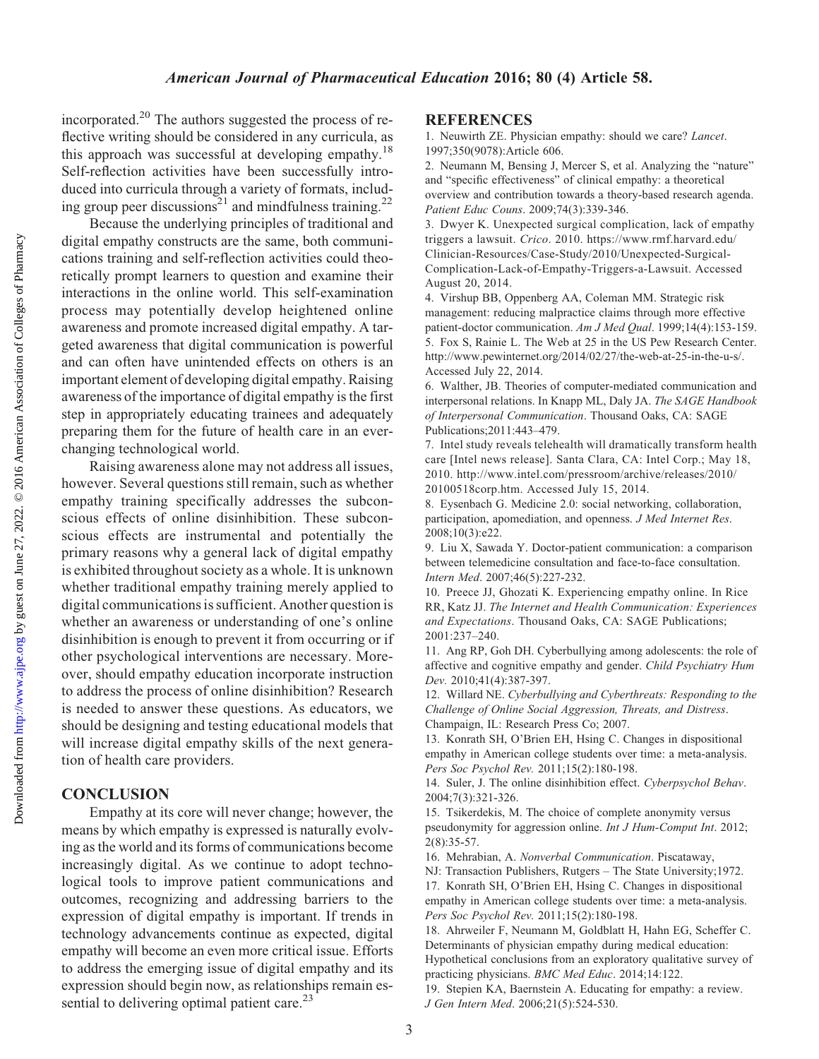incorporated.[20] The authors suggested the process of reflective writing should be considered in any curricula, as this approach was successful at developing empathy.[18] Self-reflection activities have been successfully introduced into curricula through a variety of formats, including group peer discussions[21] and mindfulness training.[22]

Because the underlying principles of traditional and digital empathy constructs are the same, both communications training and self-reflection activities could theoretically prompt learners to question and examine their interactions in the online world. This self-examination process may potentially develop heightened online awareness and promote increased digital empathy. A targeted awareness that digital communication is powerful and can often have unintended effects on others is an important element of developing digital empathy. Raising awareness of the importance of digital empathy is the first step in appropriately educating trainees and adequately preparing them for the future of health care in an ever-changing technological world.

Raising awareness alone may not address all issues, however. Several questions still remain, such as whether empathy training specifically addresses the subconscious effects of online disinhibition. These subconscious effects are instrumental and potentially the primary reasons why a general lack of digital empathy is exhibited throughout society as a whole. It is unknown whether traditional empathy training merely applied to digital communications is sufficient. Another question is whether an awareness or understanding of one's online disinhibition is enough to prevent it from occurring or if other psychological interventions are necessary. Moreover, should empathy education incorporate instruction to address the process of online disinhibition? Research is needed to answer these questions. As educators, we should be designing and testing educational models that will increase digital empathy skills of the next generation of health care providers.

## CONCLUSION

Empathy at its core will never change; however, the means by which empathy is expressed is naturally evolving as the world and its forms of communications become increasingly digital. As we continue to adopt technological tools to improve patient communications and outcomes, recognizing and addressing barriers to the expression of digital empathy is important. If trends in technology advancements continue as expected, digital empathy will become an even more critical issue. Efforts to address the emerging issue of digital empathy and its expression should begin now, as relationships remain essential to delivering optimal patient care.[23]

## REFERENCES

1. Neuwirth ZE. Physician empathy: should we care? *Lancet*. 1997;350(9078):Article 606.
2. Neumann M, Bensing J, Mercer S, et al. Analyzing the "nature" and "specific effectiveness" of clinical empathy: a theoretical overview and contribution towards a theory-based research agenda. *Patient Educ Couns*. 2009;74(3):339-346.
3. Dwyer K. Unexpected surgical complication, lack of empathy triggers a lawsuit. *Crico*. 2010. https://www.rmf.harvard.edu/Clinician-Resources/Case-Study/2010/Unexpected-Surgical-Complication-Lack-of-Empathy-Triggers-a-Lawsuit. Accessed August 20, 2014.
4. Virshup BB, Oppenberg AA, Coleman MM. Strategic risk management: reducing malpractice claims through more effective patient-doctor communication. *Am J Med Qual*. 1999;14(4):153-159.
5. Fox S, Rainie L. The Web at 25 in the US Pew Research Center. http://www.pewinternet.org/2014/02/27/the-web-at-25-in-the-u-s/. Accessed July 22, 2014.
6. Walther, JB. Theories of computer-mediated communication and interpersonal relations. In Knapp ML, Daly JA. *The SAGE Handbook of Interpersonal Communication*. Thousand Oaks, CA: SAGE Publications;2011:443–479.
7. Intel study reveals telehealth will dramatically transform health care [Intel news release]. Santa Clara, CA: Intel Corp.; May 18, 2010. http://www.intel.com/pressroom/archive/releases/2010/20100518corp.htm. Accessed July 15, 2014.
8. Eysenbach G. Medicine 2.0: social networking, collaboration, participation, apomediation, and openness. *J Med Internet Res*. 2008;10(3):e22.
9. Liu X, Sawada Y. Doctor-patient communication: a comparison between telemedicine consultation and face-to-face consultation. *Intern Med*. 2007;46(5):227-232.
10. Preece JJ, Ghozati K. Experiencing empathy online. In Rice RR, Katz JJ. *The Internet and Health Communication: Experiences and Expectations*. Thousand Oaks, CA: SAGE Publications; 2001:237–240.
11. Ang RP, Goh DH. Cyberbullying among adolescents: the role of affective and cognitive empathy and gender. *Child Psychiatry Hum Dev.* 2010;41(4):387-397.
12. Willard NE. *Cyberbullying and Cyberthreats: Responding to the Challenge of Online Social Aggression, Threats, and Distress*. Champaign, IL: Research Press Co; 2007.
13. Konrath SH, O'Brien EH, Hsing C. Changes in dispositional empathy in American college students over time: a meta-analysis. *Pers Soc Psychol Rev.* 2011;15(2):180-198.
14. Suler, J. The online disinhibition effect. *Cyberpsychol Behav*. 2004;7(3):321-326.
15. Tsikerdekis, M. The choice of complete anonymity versus pseudonymity for aggression online. *Int J Hum-Comput Int*. 2012; 2(8):35-57.
16. Mehrabian, A. *Nonverbal Communication*. Piscataway, NJ: Transaction Publishers, Rutgers – The State University;1972.
17. Konrath SH, O'Brien EH, Hsing C. Changes in dispositional empathy in American college students over time: a meta-analysis. *Pers Soc Psychol Rev.* 2011;15(2):180-198.
18. Ahrweiler F, Neumann M, Goldblatt H, Hahn EG, Scheffer C. Determinants of physician empathy during medical education: Hypothetical conclusions from an exploratory qualitative survey of practicing physicians. *BMC Med Educ*. 2014;14:122.
19. Stepien KA, Baernstein A. Educating for empathy: a review. *J Gen Intern Med*. 2006;21(5):524-530.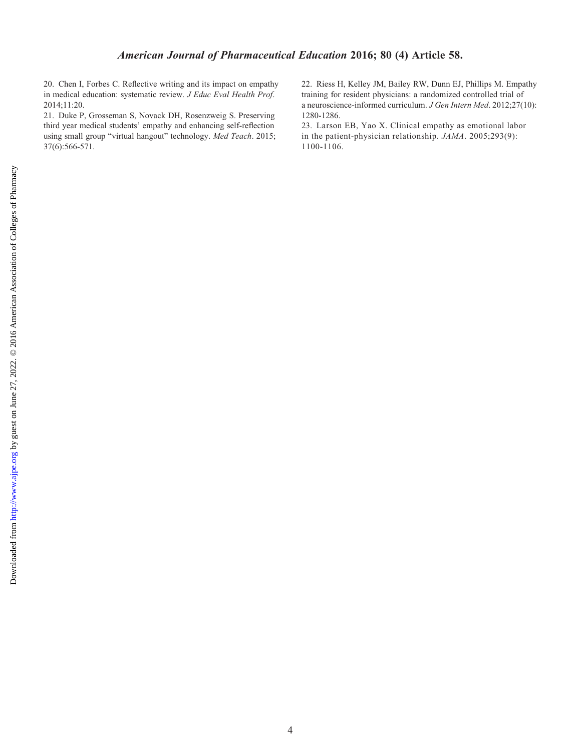20. Chen I, Forbes C. Reflective writing and its impact on empathy in medical education: systematic review. *J Educ Eval Health Prof*. 2014;11:20.

21. Duke P, Grosseman S, Novack DH, Rosenzweig S. Preserving third year medical students' empathy and enhancing self-reflection using small group "virtual hangout" technology. *Med Teach*. 2015; 37(6):566-571.

22. Riess H, Kelley JM, Bailey RW, Dunn EJ, Phillips M. Empathy training for resident physicians: a randomized controlled trial of a neuroscience-informed curriculum. *J Gen Intern Med*. 2012;27(10): 1280-1286.

23. Larson EB, Yao X. Clinical empathy as emotional labor in the patient-physician relationship. *JAMA*. 2005;293(9): 1100-1106.